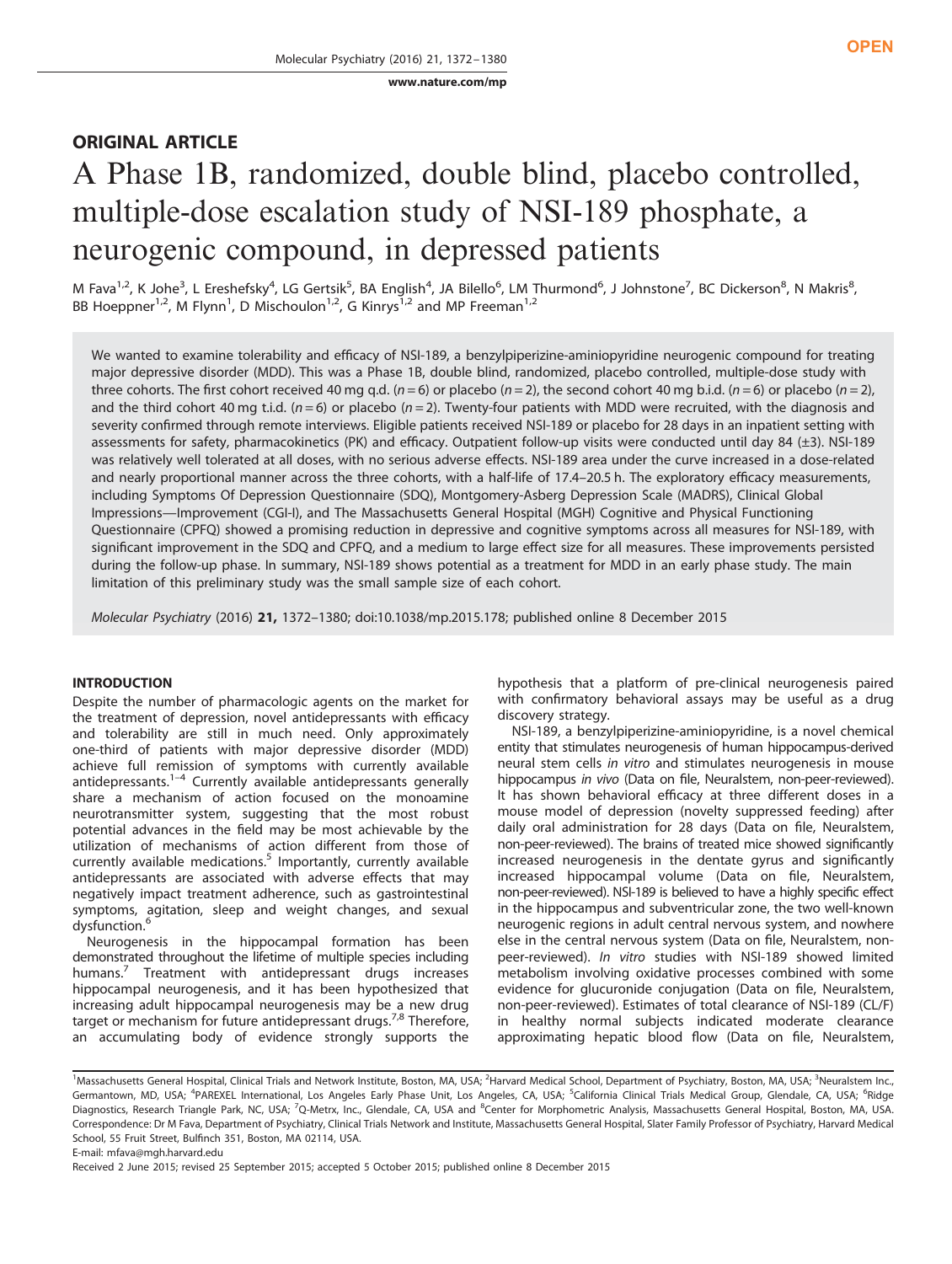ORIGINAL ARTICLE

# A Phase 1B, randomized, double blind, placebo controlled, multiple-dose escalation study of NSI-189 phosphate, a neurogenic compound, in depressed patients

M Fava[1,2], K Johe[3], L Ereshefsky[4], LG Gertsik[5], BA English[4], JA Bilello[6], LM Thurmond[6], J Johnstone[7], BC Dickerson[8], N Makris[8], BB Hoeppner[1,2], M Flynn[1], D Mischoulon[1,2], G Kinrys[1,2] and MP Freeman[1,2]

We wanted to examine tolerability and efficacy of NSI-189, a benzylpiperizine-aminiopyridine neurogenic compound for treating major depressive disorder (MDD). This was a Phase 1B, double blind, randomized, placebo controlled, multiple-dose study with three cohorts. The first cohort received 40 mg q.d. ($n = 6$) or placebo ($n = 2$), the second cohort 40 mg b.i.d. ($n = 6$) or placebo ($n = 2$), and the third cohort 40 mg t.i.d. ($n = 6$) or placebo ($n = 2$). Twenty-four patients with MDD were recruited, with the diagnosis and severity confirmed through remote interviews. Eligible patients received NSI-189 or placebo for 28 days in an inpatient setting with assessments for safety, pharmacokinetics (PK) and efficacy. Outpatient follow-up visits were conducted until day 84 (±3). NSI-189 was relatively well tolerated at all doses, with no serious adverse effects. NSI-189 area under the curve increased in a dose-related and nearly proportional manner across the three cohorts, with a half-life of 17.4–20.5 h. The exploratory efficacy measurements, including Symptoms Of Depression Questionnaire (SDQ), Montgomery-Asberg Depression Scale (MADRS), Clinical Global Impressions—Improvement (CGI-I), and The Massachusetts General Hospital (MGH) Cognitive and Physical Functioning Questionnaire (CPFQ) showed a promising reduction in depressive and cognitive symptoms across all measures for NSI-189, with significant improvement in the SDQ and CPFQ, and a medium to large effect size for all measures. These improvements persisted during the follow-up phase. In summary, NSI-189 shows potential as a treatment for MDD in an early phase study. The main limitation of this preliminary study was the small sample size of each cohort.

*Molecular Psychiatry* (2016) **21,** 1372–1380; doi:10.1038/mp.2015.178; published online 8 December 2015

## INTRODUCTION

Despite the number of pharmacologic agents on the market for the treatment of depression, novel antidepressants with efficacy and tolerability are still in much need. Only approximately one-third of patients with major depressive disorder (MDD) achieve full remission of symptoms with currently available antidepressants.[1–4] Currently available antidepressants generally share a mechanism of action focused on the monoamine neurotransmitter system, suggesting that the most robust potential advances in the field may be most achievable by the utilization of mechanisms of action different from those of currently available medications.[5] Importantly, currently available antidepressants are associated with adverse effects that may negatively impact treatment adherence, such as gastrointestinal symptoms, agitation, sleep and weight changes, and sexual dysfunction.[6]

Neurogenesis in the hippocampal formation has been demonstrated throughout the lifetime of multiple species including humans.[7] Treatment with antidepressant drugs increases hippocampal neurogenesis, and it has been hypothesized that increasing adult hippocampal neurogenesis may be a new drug target or mechanism for future antidepressant drugs.[7,8] Therefore, an accumulating body of evidence strongly supports the hypothesis that a platform of pre-clinical neurogenesis paired with confirmatory behavioral assays may be useful as a drug discovery strategy.

NSI-189, a benzylpiperizine-aminiopyridine, is a novel chemical entity that stimulates neurogenesis of human hippocampus-derived neural stem cells *in vitro* and stimulates neurogenesis in mouse hippocampus *in vivo* (Data on file, Neuralstem, non-peer-reviewed). It has shown behavioral efficacy at three different doses in a mouse model of depression (novelty suppressed feeding) after daily oral administration for 28 days (Data on file, Neuralstem, non-peer-reviewed). The brains of treated mice showed significantly increased neurogenesis in the dentate gyrus and significantly increased hippocampal volume (Data on file, Neuralstem, non-peer-reviewed). NSI-189 is believed to have a highly specific effect in the hippocampus and subventricular zone, the two well-known neurogenic regions in adult central nervous system, and nowhere else in the central nervous system (Data on file, Neuralstem, non-peer-reviewed). *In vitro* studies with NSI-189 showed limited metabolism involving oxidative processes combined with some evidence for glucuronide conjugation (Data on file, Neuralstem, non-peer-reviewed). Estimates of total clearance of NSI-189 (CL/F) in healthy normal subjects indicated moderate clearance approximating hepatic blood flow (Data on file, Neuralstem,

---

[1]Massachusetts General Hospital, Clinical Trials and Network Institute, Boston, MA, USA; [2]Harvard Medical School, Department of Psychiatry, Boston, MA, USA; [3]Neuralstem Inc., Germantown, MD, USA; [4]PAREXEL International, Los Angeles Early Phase Unit, Los Angeles, CA, USA; [5]California Clinical Trials Medical Group, Glendale, CA, USA; [6]Ridge Diagnostics, Research Triangle Park, NC, USA; [7]Q-Metrx, Inc., Glendale, CA, USA and [8]Center for Morphometric Analysis, Massachusetts General Hospital, Boston, MA, USA. Correspondence: Dr M Fava, Department of Psychiatry, Clinical Trials Network and Institute, Massachusetts General Hospital, Slater Family Professor of Psychiatry, Harvard Medical School, 55 Fruit Street, Bulfinch 351, Boston, MA 02114, USA.
E-mail: mfava@mgh.harvard.edu

Received 2 June 2015; revised 25 September 2015; accepted 5 October 2015; published online 8 December 2015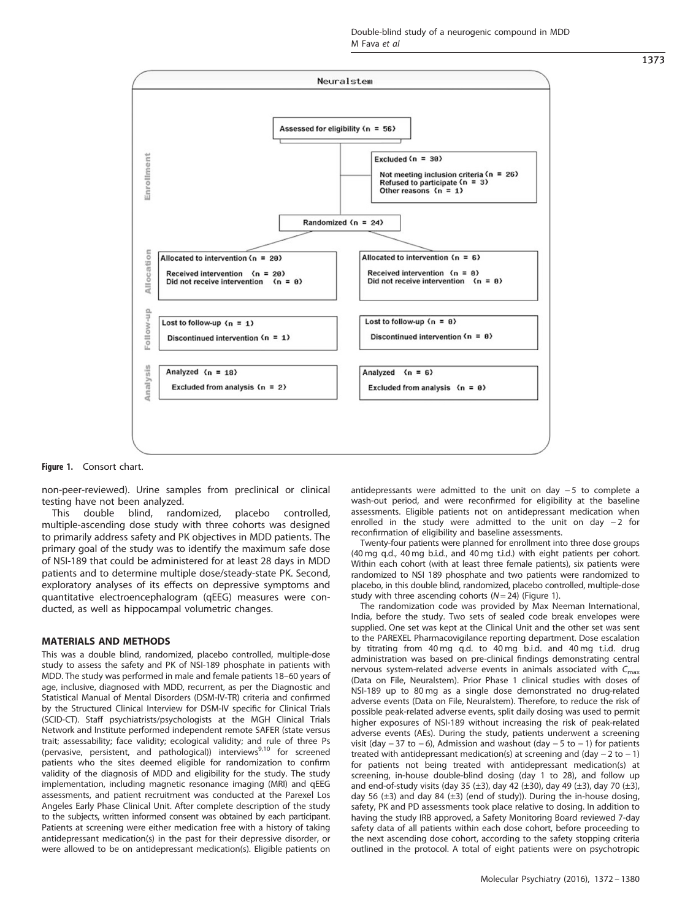Figure 1. Consort chart.

non-peer-reviewed). Urine samples from preclinical or clinical testing have not been analyzed.

This double blind, randomized, placebo controlled, multiple-ascending dose study with three cohorts was designed to primarily address safety and PK objectives in MDD patients. The primary goal of the study was to identify the maximum safe dose of NSI-189 that could be administered for at least 28 days in MDD patients and to determine multiple dose/steady-state PK. Second, exploratory analyses of its effects on depressive symptoms and quantitative electroencephalogram (qEEG) measures were conducted, as well as hippocampal volumetric changes.

## MATERIALS AND METHODS

This was a double blind, randomized, placebo controlled, multiple-dose study to assess the safety and PK of NSI-189 phosphate in patients with MDD. The study was performed in male and female patients 18–60 years of age, inclusive, diagnosed with MDD, recurrent, as per the Diagnostic and Statistical Manual of Mental Disorders (DSM-IV-TR) criteria and confirmed by the Structured Clinical Interview for DSM-IV specific for Clinical Trials (SCID-CT). Staff psychiatrists/psychologists at the MGH Clinical Trials Network and Institute performed independent remote SAFER (state versus trait; assessability; face validity; ecological validity; and rule of three Ps (pervasive, persistent, and pathological)) interviews[9,10] for screened patients who the sites deemed eligible for randomization to confirm validity of the diagnosis of MDD and eligibility for the study. The study implementation, including magnetic resonance imaging (MRI) and qEEG assessments, and patient recruitment was conducted at the Parexel Los Angeles Early Phase Clinical Unit. After complete description of the study to the subjects, written informed consent was obtained by each participant. Patients at screening were either medication free with a history of taking antidepressant medication(s) in the past for their depressive disorder, or were allowed to be on antidepressant medication(s). Eligible patients on antidepressants were admitted to the unit on day −5 to complete a wash-out period, and were reconfirmed for eligibility at the baseline assessments. Eligible patients not on antidepressant medication when enrolled in the study were admitted to the unit on day −2 for reconfirmation of eligibility and baseline assessments.

Twenty-four patients were planned for enrollment into three dose groups (40 mg q.d., 40 mg b.i.d., and 40 mg t.i.d.) with eight patients per cohort. Within each cohort (with at least three female patients), six patients were randomized to NSI 189 phosphate and two patients were randomized to placebo, in this double blind, randomized, placebo controlled, multiple-dose study with three ascending cohorts ($N = 24$) (Figure 1).

The randomization code was provided by Max Neeman International, India, before the study. Two sets of sealed code break envelopes were supplied. One set was kept at the Clinical Unit and the other set was sent to the PAREXEL Pharmacovigilance reporting department. Dose escalation by titrating from 40 mg q.d. to 40 mg b.i.d. and 40 mg t.i.d. drug administration was based on pre-clinical findings demonstrating central nervous system-related adverse events in animals associated with $C_{max}$ (Data on File, Neuralstem). Prior Phase 1 clinical studies with doses of NSI-189 up to 80 mg as a single dose demonstrated no drug-related adverse events (Data on File, Neuralstem). Therefore, to reduce the risk of possible peak-related adverse events, split daily dosing was used to permit higher exposures of NSI-189 without increasing the risk of peak-related adverse events (AEs). During the study, patients underwent a screening visit (day −37 to −6), Admission and washout (day −5 to −1) for patients treated with antidepressant medication(s) at screening and (day −2 to −1) for patients not being treated with antidepressant medication(s) at screening, in-house double-blind dosing (day 1 to 28), and follow up and end-of-study visits (day 35 (±3), day 42 (±30), day 49 (±3), day 70 (±3), day 56 (±3) and day 84 (±3) (end of study)). During the in-house dosing, safety, PK and PD assessments took place relative to dosing. In addition to having the study IRB approved, a Safety Monitoring Board reviewed 7-day safety data of all patients within each dose cohort, before proceeding to the next ascending dose cohort, according to the safety stopping criteria outlined in the protocol. A total of eight patients were on psychotropic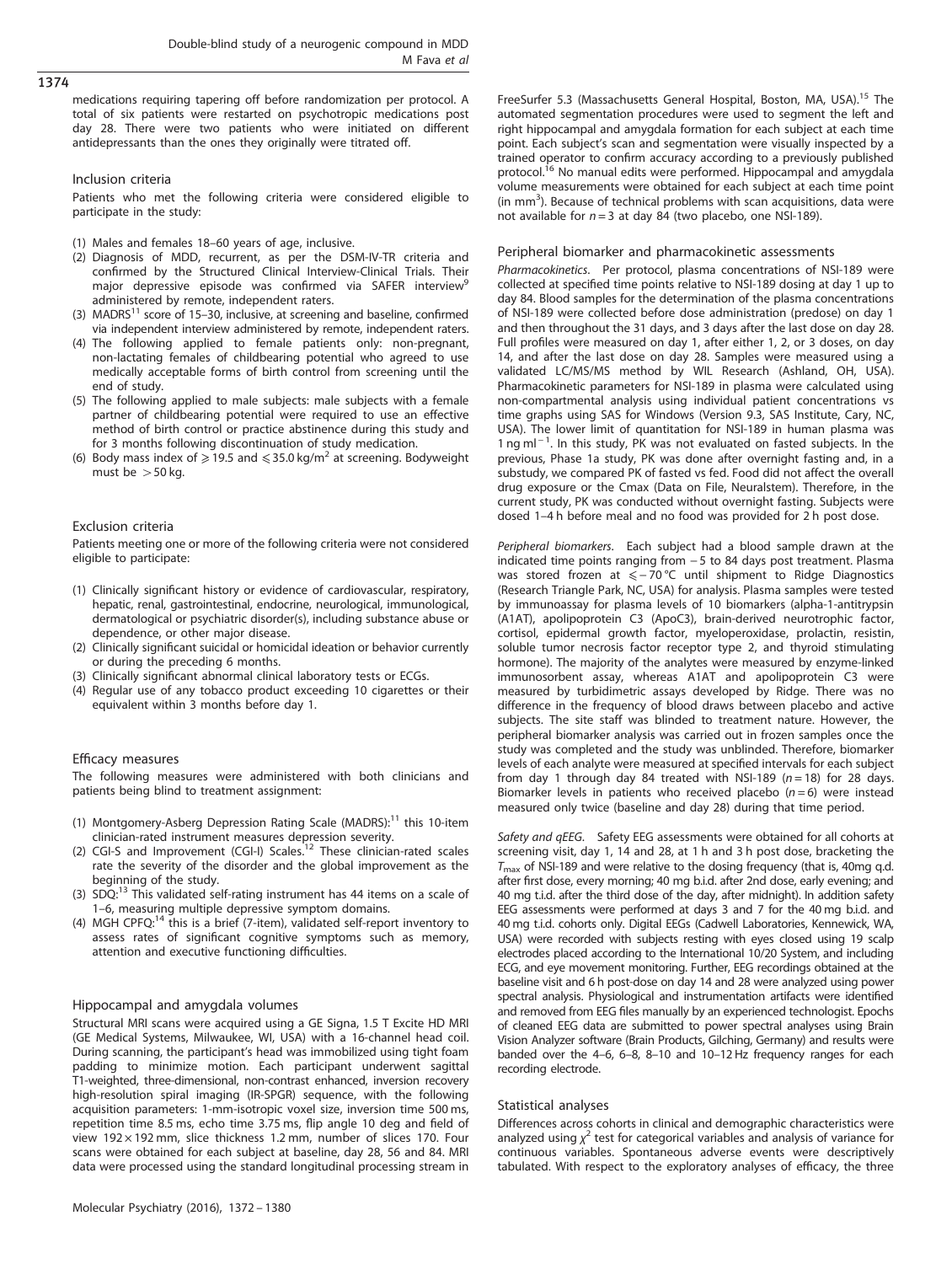medications requiring tapering off before randomization per protocol. A total of six patients were restarted on psychotropic medications post day 28. There were two patients who were initiated on different antidepressants than the ones they originally were titrated off.

### Inclusion criteria

Patients who met the following criteria were considered eligible to participate in the study:

(1) Males and females 18–60 years of age, inclusive.
(2) Diagnosis of MDD, recurrent, as per the DSM-IV-TR criteria and confirmed by the Structured Clinical Interview-Clinical Trials. Their major depressive episode was confirmed via SAFER interview[9] administered by remote, independent raters.
(3) MADRS[11] score of 15–30, inclusive, at screening and baseline, confirmed via independent interview administered by remote, independent raters.
(4) The following applied to female patients only: non-pregnant, non-lactating females of childbearing potential who agreed to use medically acceptable forms of birth control from screening until the end of study.
(5) The following applied to male subjects: male subjects with a female partner of childbearing potential were required to use an effective method of birth control or practice abstinence during this study and for 3 months following discontinuation of study medication.
(6) Body mass index of $\geqslant 19.5$ and $\leqslant 35.0\,\text{kg/m}^2$ at screening. Bodyweight must be $>50$ kg.

### Exclusion criteria

Patients meeting one or more of the following criteria were not considered eligible to participate:

(1) Clinically significant history or evidence of cardiovascular, respiratory, hepatic, renal, gastrointestinal, endocrine, neurological, immunological, dermatological or psychiatric disorder(s), including substance abuse or dependence, or other major disease.
(2) Clinically significant suicidal or homicidal ideation or behavior currently or during the preceding 6 months.
(3) Clinically significant abnormal clinical laboratory tests or ECGs.
(4) Regular use of any tobacco product exceeding 10 cigarettes or their equivalent within 3 months before day 1.

### Efficacy measures

The following measures were administered with both clinicians and patients being blind to treatment assignment:

(1) Montgomery-Asberg Depression Rating Scale (MADRS):[11] this 10-item clinician-rated instrument measures depression severity.
(2) CGI-S and Improvement (CGI-I) Scales.[12] These clinician-rated scales rate the severity of the disorder and the global improvement as the beginning of the study.
(3) SDQ:[13] This validated self-rating instrument has 44 items on a scale of 1–6, measuring multiple depressive symptom domains.
(4) MGH CPFQ:[14] this is a brief (7-item), validated self-report inventory to assess rates of significant cognitive symptoms such as memory, attention and executive functioning difficulties.

### Hippocampal and amygdala volumes

Structural MRI scans were acquired using a GE Signa, 1.5 T Excite HD MRI (GE Medical Systems, Milwaukee, WI, USA) with a 16-channel head coil. During scanning, the participant's head was immobilized using tight foam padding to minimize motion. Each participant underwent sagittal T1-weighted, three-dimensional, non-contrast enhanced, inversion recovery high-resolution spiral imaging (IR-SPGR) sequence, with the following acquisition parameters: 1-mm-isotropic voxel size, inversion time 500 ms, repetition time 8.5 ms, echo time 3.75 ms, flip angle 10 deg and field of view $192 \times 192$ mm, slice thickness 1.2 mm, number of slices 170. Four scans were obtained for each subject at baseline, day 28, 56 and 84. MRI data were processed using the standard longitudinal processing stream in FreeSurfer 5.3 (Massachusetts General Hospital, Boston, MA, USA).[15] The automated segmentation procedures were used to segment the left and right hippocampal and amygdala formation for each subject at each time point. Each subject's scan and segmentation were visually inspected by a trained operator to confirm accuracy according to a previously published protocol.[16] No manual edits were performed. Hippocampal and amygdala volume measurements were obtained for each subject at each time point (in mm$^3$). Because of technical problems with scan acquisitions, data were not available for $n=3$ at day 84 (two placebo, one NSI-189).

### Peripheral biomarker and pharmacokinetic assessments

*Pharmacokinetics.* Per protocol, plasma concentrations of NSI-189 were collected at specified time points relative to NSI-189 dosing at day 1 up to day 84. Blood samples for the determination of the plasma concentrations of NSI-189 were collected before dose administration (predose) on day 1 and then throughout the 31 days, and 3 days after the last dose on day 28. Full profiles were measured on day 1, after either 1, 2, or 3 doses, on day 14, and after the last dose on day 28. Samples were measured using a validated LC/MS/MS method by WIL Research (Ashland, OH, USA). Pharmacokinetic parameters for NSI-189 in plasma were calculated using non-compartmental analysis using individual patient concentrations vs time graphs using SAS for Windows (Version 9.3, SAS Institute, Cary, NC, USA). The lower limit of quantitation for NSI-189 in human plasma was 1 ng ml$^{-1}$. In this study, PK was not evaluated on fasted subjects. In the previous, Phase 1a study, PK was done after overnight fasting and, in a substudy, we compared PK of fasted vs fed. Food did not affect the overall drug exposure or the Cmax (Data on File, Neuralstem). Therefore, in the current study, PK was conducted without overnight fasting. Subjects were dosed 1–4 h before meal and no food was provided for 2 h post dose.

*Peripheral biomarkers.* Each subject had a blood sample drawn at the indicated time points ranging from −5 to 84 days post treatment. Plasma was stored frozen at $\leqslant -70\,°\text{C}$ until shipment to Ridge Diagnostics (Research Triangle Park, NC, USA) for analysis. Plasma samples were tested by immunoassay for plasma levels of 10 biomarkers (alpha-1-antitrypsin (A1AT), apolipoprotein C3 (ApoC3), brain-derived neurotrophic factor, cortisol, epidermal growth factor, myeloperoxidase, prolactin, resistin, soluble tumor necrosis factor receptor type 2, and thyroid stimulating hormone). The majority of the analytes were measured by enzyme-linked immunosorbent assay, whereas A1AT and apolipoprotein C3 were measured by turbidimetric assays developed by Ridge. There was no difference in the frequency of blood draws between placebo and active subjects. The site staff was blinded to treatment nature. However, the peripheral biomarker analysis was carried out in frozen samples once the study was completed and the study was unblinded. Therefore, biomarker levels of each analyte were measured at specified intervals for each subject from day 1 through day 84 treated with NSI-189 ($n=18$) for 28 days. Biomarker levels in patients who received placebo ($n=6$) were instead measured only twice (baseline and day 28) during that time period.

*Safety and qEEG.* Safety EEG assessments were obtained for all cohorts at screening visit, day 1, 14 and 28, at 1 h and 3 h post dose, bracketing the $T_{max}$ of NSI-189 and were relative to the dosing frequency (that is, 40mg q.d. after first dose, every morning; 40 mg b.i.d. after 2nd dose, early evening; and 40 mg t.i.d. after the third dose of the day, after midnight). In addition safety EEG assessments were performed at days 3 and 7 for the 40 mg b.i.d. and 40 mg t.i.d. cohorts only. Digital EEGs (Cadwell Laboratories, Kennewick, WA, USA) were recorded with subjects resting with eyes closed using 19 scalp electrodes placed according to the International 10/20 System, and including ECG, and eye movement monitoring. Further, EEG recordings obtained at the baseline visit and 6 h post-dose on day 14 and 28 were analyzed using power spectral analysis. Physiological and instrumentation artifacts were identified and removed from EEG files manually by an experienced technologist. Epochs of cleaned EEG data are submitted to power spectral analyses using Brain Vision Analyzer software (Brain Products, Gilching, Germany) and results were banded over the 4–6, 6–8, 8–10 and 10–12 Hz frequency ranges for each recording electrode.

### Statistical analyses

Differences across cohorts in clinical and demographic characteristics were analyzed using $\chi^2$ test for categorical variables and analysis of variance for continuous variables. Spontaneous adverse events were descriptively tabulated. With respect to the exploratory analyses of efficacy, the three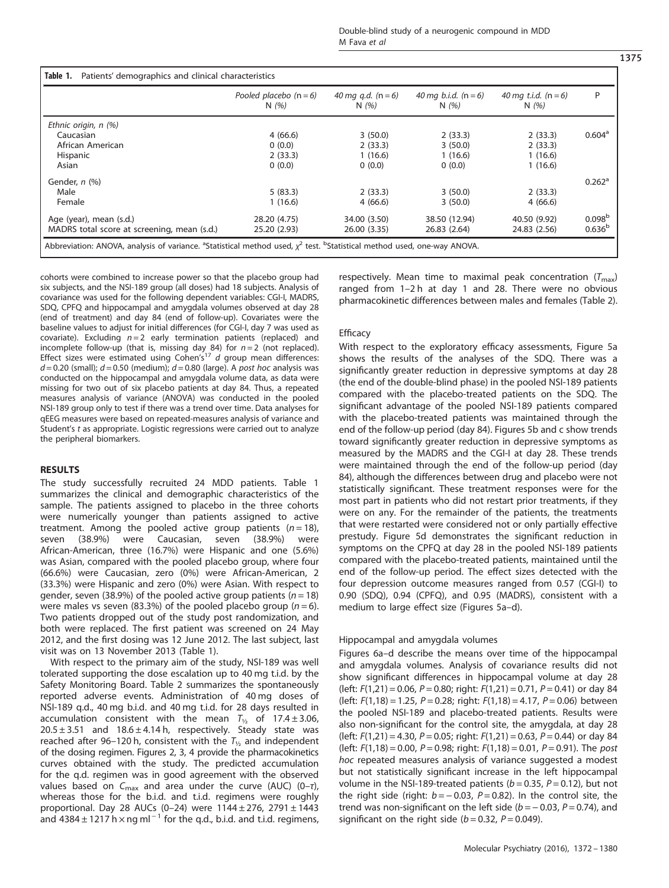**Table 1.** Patients' demographics and clinical characteristics

| | *Pooled placebo (n = 6)* *N (%)* | *40 mg q.d. (n = 6)* *N (%)* | *40 mg b.i.d. (n = 6)* *N (%)* | *40 mg t.i.d. (n = 6)* *N (%)* | P |
|---|---|---|---|---|---|
| *Ethnic origin, n (%)* | | | | | |
| Caucasian | 4 (66.6) | 3 (50.0) | 2 (33.3) | 2 (33.3) | 0.604[a] |
| African American | 0 (0.0) | 2 (33.3) | 3 (50.0) | 2 (33.3) | |
| Hispanic | 2 (33.3) | 1 (16.6) | 1 (16.6) | 1 (16.6) | |
| Asian | 0 (0.0) | 0 (0.0) | 0 (0.0) | 1 (16.6) | |
| *Gender, n (%)* | | | | | 0.262[a] |
| Male | 5 (83.3) | 2 (33.3) | 3 (50.0) | 2 (33.3) | |
| Female | 1 (16.6) | 4 (66.6) | 3 (50.0) | 4 (66.6) | |
| Age (year), mean (s.d.) | 28.20 (4.75) | 34.00 (3.50) | 38.50 (12.94) | 40.50 (9.92) | 0.098[b] |
| MADRS total score at screening, mean (s.d.) | 25.20 (2.93) | 26.00 (3.35) | 26.83 (2.64) | 24.83 (2.56) | 0.636[b] |

Abbreviation: ANOVA, analysis of variance. [a]Statistical method used, $\chi^2$ test. [b]Statistical method used, one-way ANOVA.

cohorts were combined to increase power so that the placebo group had six subjects, and the NSI-189 group (all doses) had 18 subjects. Analysis of covariance was used for the following dependent variables: CGI-I, MADRS, SDQ, CPFQ and hippocampal and amygdala volumes observed at day 28 (end of treatment) and day 84 (end of follow-up). Covariates were the baseline values to adjust for initial differences (for CGI-I, day 7 was used as covariate). Excluding $n = 2$ early termination patients (replaced) and incomplete follow-up (that is, missing day 84) for $n = 2$ (not replaced). Effect sizes were estimated using Cohen's[17] $d$ group mean differences: $d = 0.20$ (small); $d = 0.50$ (medium); $d = 0.80$ (large). A *post hoc* analysis was conducted on the hippocampal and amygdala volume data, as data were missing for two out of six placebo patients at day 84. Thus, a repeated measures analysis of variance (ANOVA) was conducted in the pooled NSI-189 group only to test if there was a trend over time. Data analyses for qEEG measures were based on repeated-measures analysis of variance and Student's $t$ as appropriate. Logistic regressions were carried out to analyze the peripheral biomarkers.

## RESULTS

The study successfully recruited 24 MDD patients. Table 1 summarizes the clinical and demographic characteristics of the sample. The patients assigned to placebo in the three cohorts were numerically younger than patients assigned to active treatment. Among the pooled active group patients ($n = 18$), seven (38.9%) were Caucasian, seven (38.9%) were African-American, three (16.7%) were Hispanic and one (5.6%) was Asian, compared with the pooled placebo group, where four (66.6%) were Caucasian, zero (0%) were African-American, 2 (33.3%) were Hispanic and zero (0%) were Asian. With respect to gender, seven (38.9%) of the pooled active group patients ($n = 18$) were males vs seven (83.3%) of the pooled placebo group ($n = 6$). Two patients dropped out of the study post randomization, and both were replaced. The first patient was screened on 24 May 2012, and the first dosing was 12 June 2012. The last subject, last visit was on 13 November 2013 (Table 1).

With respect to the primary aim of the study, NSI-189 was well tolerated supporting the dose escalation up to 40 mg t.i.d. by the Safety Monitoring Board. Table 2 summarizes the spontaneously reported adverse events. Administration of 40 mg doses of NSI-189 q.d., 40 mg b.i.d. and 40 mg t.i.d. for 28 days resulted in accumulation consistent with the mean $T_{½}$ of $17.4 \pm 3.06$, $20.5 \pm 3.51$ and $18.6 \pm 4.14$ h, respectively. Steady state was reached after 96–120 h, consistent with the $T_{½}$ and independent of the dosing regimen. Figures 2, 3, 4 provide the pharmacokinetics curves obtained with the study. The predicted accumulation for the q.d. regimen was in good agreement with the observed values based on $C_{max}$ and area under the curve (AUC) (0–τ), whereas those for the b.i.d. and t.i.d. regimens were roughly proportional. Day 28 AUCs (0–24) were $1144 \pm 276$, $2791 \pm 1443$ and $4384 \pm 1217$ h × ng ml$^{-1}$ for the q.d., b.i.d. and t.i.d. regimens, respectively. Mean time to maximal peak concentration ($T_{max}$) ranged from 1–2 h at day 1 and 28. There were no obvious pharmacokinetic differences between males and females (Table 2).

### Efficacy

With respect to the exploratory efficacy assessments, Figure 5a shows the results of the analyses of the SDQ. There was a significantly greater reduction in depressive symptoms at day 28 (the end of the double-blind phase) in the pooled NSI-189 patients compared with the placebo-treated patients on the SDQ. The significant advantage of the pooled NSI-189 patients compared with the placebo-treated patients was maintained through the end of the follow-up period (day 84). Figures 5b and c show trends toward significantly greater reduction in depressive symptoms as measured by the MADRS and the CGI-I at day 28. These trends were maintained through the end of the follow-up period (day 84), although the differences between drug and placebo were not statistically significant. These treatment responses were for the most part in patients who did not restart prior treatments, if they were on any. For the remainder of the patients, the treatments that were restarted were considered not or only partially effective prestudy. Figure 5d demonstrates the significant reduction in symptoms on the CPFQ at day 28 in the pooled NSI-189 patients compared with the placebo-treated patients, maintained until the end of the follow-up period. The effect sizes detected with the four depression outcome measures ranged from 0.57 (CGI-I) to 0.90 (SDQ), 0.94 (CPFQ), and 0.95 (MADRS), consistent with a medium to large effect size (Figures 5a–d).

### Hippocampal and amygdala volumes

Figures 6a–d describe the means over time of the hippocampal and amygdala volumes. Analysis of covariance results did not show significant differences in hippocampal volume at day 28 (left: $F(1,21) = 0.06$, $P = 0.80$; right: $F(1,21) = 0.71$, $P = 0.41$) or day 84 (left: $F(1,18) = 1.25$, $P = 0.28$; right: $F(1,18) = 4.17$, $P = 0.06$) between the pooled NSI-189 and placebo-treated patients. Results were also non-significant for the control site, the amygdala, at day 28 (left: $F(1,21) = 4.30$, $P = 0.05$; right: $F(1,21) = 0.63$, $P = 0.44$) or day 84 (left: $F(1,18) = 0.00$, $P = 0.98$; right: $F(1,18) = 0.01$, $P = 0.91$). The *post hoc* repeated measures analysis of variance suggested a modest but not statistically significant increase in the left hippocampal volume in the NSI-189-treated patients ($b = 0.35$, $P = 0.12$), but not the right side (right: $b = -0.03$, $P = 0.82$). In the control site, the trend was non-significant on the left side ($b = -0.03$, $P = 0.74$), and significant on the right side ($b = 0.32$, $P = 0.049$).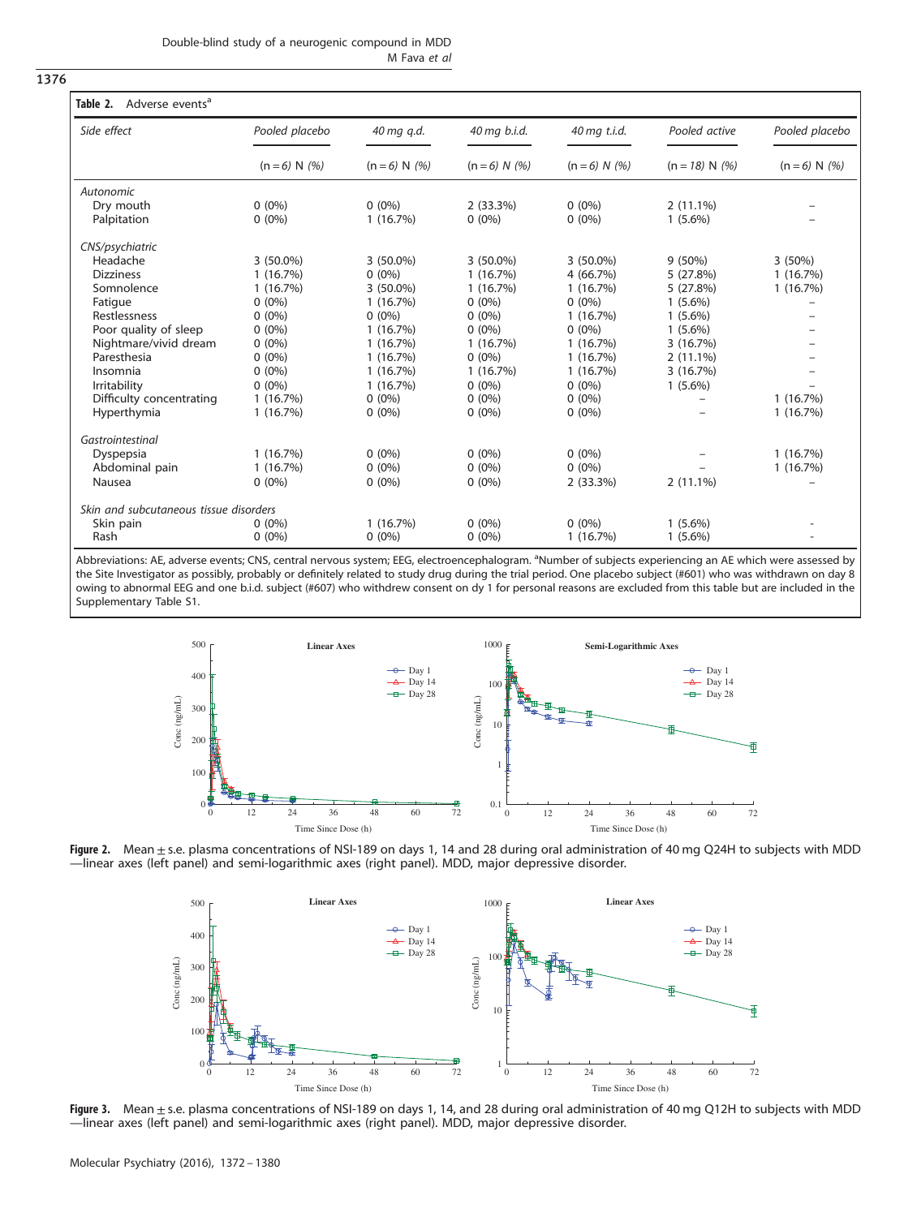**Table 2.** Adverse events[a]

| Side effect | Pooled placebo | 40 mg q.d. | 40 mg b.i.d. | 40 mg t.i.d. | Pooled active | Pooled placebo |
|---|---|---|---|---|---|---|
| | (n = 6) N (%) | (n = 6) N (%) | (n = 6) N (%) | (n = 6) N (%) | (n = 18) N (%) | (n = 6) N (%) |
| *Autonomic* | | | | | | |
| Dry mouth | 0 (0%) | 0 (0%) | 2 (33.3%) | 0 (0%) | 2 (11.1%) | – |
| Palpitation | 0 (0%) | 1 (16.7%) | 0 (0%) | 0 (0%) | 1 (5.6%) | – |
| *CNS/psychiatric* | | | | | | |
| Headache | 3 (50.0%) | 3 (50.0%) | 3 (50.0%) | 3 (50.0%) | 9 (50%) | 3 (50%) |
| Dizziness | 1 (16.7%) | 0 (0%) | 1 (16.7%) | 4 (66.7%) | 5 (27.8%) | 1 (16.7%) |
| Somnolence | 1 (16.7%) | 3 (50.0%) | 1 (16.7%) | 1 (16.7%) | 5 (27.8%) | 1 (16.7%) |
| Fatigue | 0 (0%) | 1 (16.7%) | 0 (0%) | 0 (0%) | 1 (5.6%) | – |
| Restlessness | 0 (0%) | 0 (0%) | 0 (0%) | 1 (16.7%) | 1 (5.6%) | – |
| Poor quality of sleep | 0 (0%) | 1 (16.7%) | 0 (0%) | 0 (0%) | 1 (5.6%) | – |
| Nightmare/vivid dream | 0 (0%) | 1 (16.7%) | 1 (16.7%) | 1 (16.7%) | 3 (16.7%) | – |
| Paresthesia | 0 (0%) | 1 (16.7%) | 0 (0%) | 1 (16.7%) | 2 (11.1%) | – |
| Insomnia | 0 (0%) | 1 (16.7%) | 1 (16.7%) | 1 (16.7%) | 3 (16.7%) | – |
| Irritability | 0 (0%) | 1 (16.7%) | 0 (0%) | 0 (0%) | 1 (5.6%) | – |
| Difficulty concentrating | 1 (16.7%) | 0 (0%) | 0 (0%) | 0 (0%) | – | 1 (16.7%) |
| Hyperthymia | 1 (16.7%) | 0 (0%) | 0 (0%) | 0 (0%) | – | 1 (16.7%) |
| *Gastrointestinal* | | | | | | |
| Dyspepsia | 1 (16.7%) | 0 (0%) | 0 (0%) | 0 (0%) | – | 1 (16.7%) |
| Abdominal pain | 1 (16.7%) | 0 (0%) | 0 (0%) | 0 (0%) | – | 1 (16.7%) |
| Nausea | 0 (0%) | 0 (0%) | 0 (0%) | 2 (33.3%) | 2 (11.1%) | – |
| *Skin and subcutaneous tissue disorders* | | | | | | |
| Skin pain | 0 (0%) | 1 (16.7%) | 0 (0%) | 0 (0%) | 1 (5.6%) | - |
| Rash | 0 (0%) | 0 (0%) | 0 (0%) | 1 (16.7%) | 1 (5.6%) | - |

Abbreviations: AE, adverse events; CNS, central nervous system; EEG, electroencephalogram. [a]Number of subjects experiencing an AE which were assessed by the Site Investigator as possibly, probably or definitely related to study drug during the trial period. One placebo subject (#601) who was withdrawn on day 8 owing to abnormal EEG and one b.i.d. subject (#607) who withdrew consent on dy 1 for personal reasons are excluded from this table but are included in the Supplementary Table S1.

**Figure 2.** Mean ± s.e. plasma concentrations of NSI-189 on days 1, 14 and 28 during oral administration of 40 mg Q24H to subjects with MDD —linear axes (left panel) and semi-logarithmic axes (right panel). MDD, major depressive disorder.

**Figure 3.** Mean ± s.e. plasma concentrations of NSI-189 on days 1, 14, and 28 during oral administration of 40 mg Q12H to subjects with MDD —linear axes (left panel) and semi-logarithmic axes (right panel). MDD, major depressive disorder.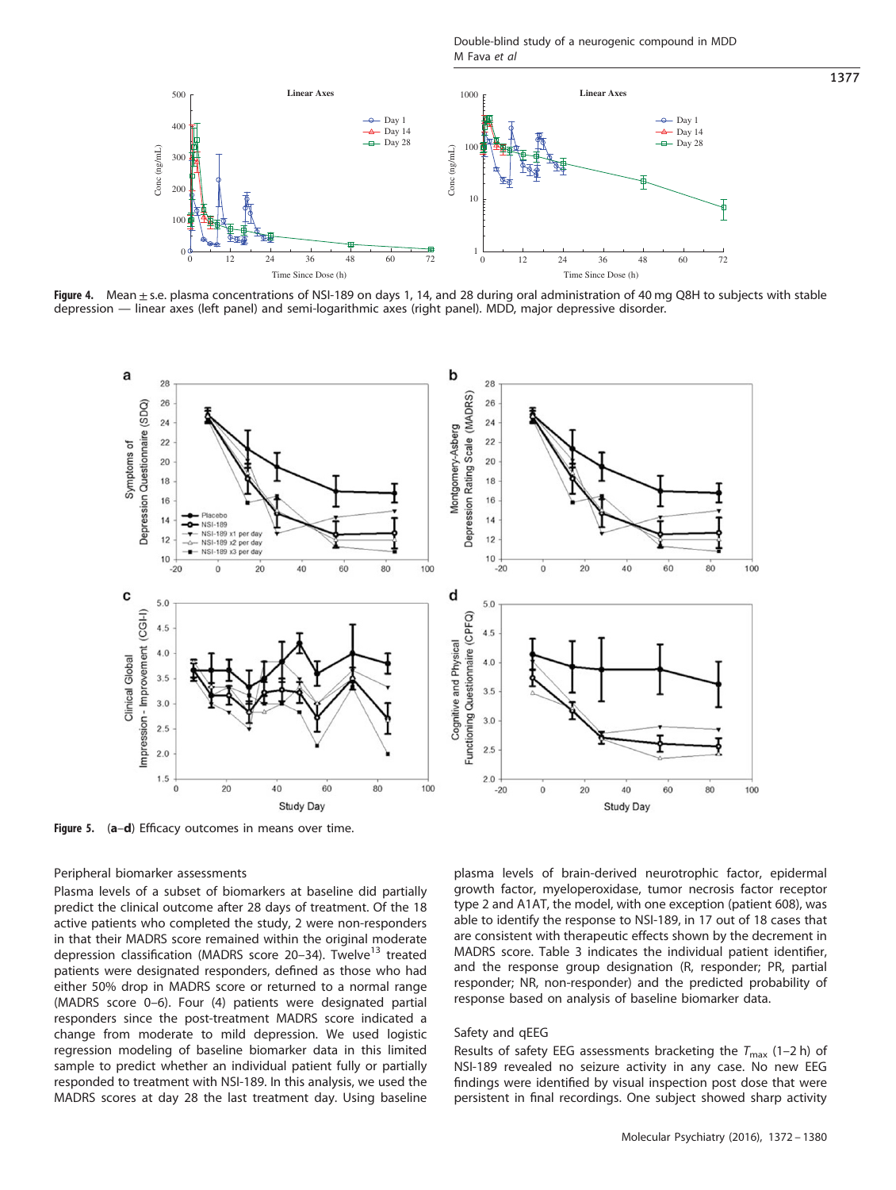Figure 4. Mean ± s.e. plasma concentrations of NSI-189 on days 1, 14, and 28 during oral administration of 40 mg Q8H to subjects with stable depression — linear axes (left panel) and semi-logarithmic axes (right panel). MDD, major depressive disorder.

Figure 5. (a–d) Efficacy outcomes in means over time.

### Peripheral biomarker assessments

Plasma levels of a subset of biomarkers at baseline did partially predict the clinical outcome after 28 days of treatment. Of the 18 active patients who completed the study, 2 were non-responders in that their MADRS score remained within the original moderate depression classification (MADRS score 20–34). Twelve[13] treated patients were designated responders, defined as those who had either 50% drop in MADRS score or returned to a normal range (MADRS score 0–6). Four (4) patients were designated partial responders since the post-treatment MADRS score indicated a change from moderate to mild depression. We used logistic regression modeling of baseline biomarker data in this limited sample to predict whether an individual patient fully or partially responded to treatment with NSI-189. In this analysis, we used the MADRS scores at day 28 the last treatment day. Using baseline plasma levels of brain-derived neurotrophic factor, epidermal growth factor, myeloperoxidase, tumor necrosis factor receptor type 2 and A1AT, the model, with one exception (patient 608), was able to identify the response to NSI-189, in 17 out of 18 cases that are consistent with therapeutic effects shown by the decrement in MADRS score. Table 3 indicates the individual patient identifier, and the response group designation (R, responder; PR, partial responder; NR, non-responder) and the predicted probability of response based on analysis of baseline biomarker data.

### Safety and qEEG

Results of safety EEG assessments bracketing the $T_{max}$ (1–2 h) of NSI-189 revealed no seizure activity in any case. No new EEG findings were identified by visual inspection post dose that were persistent in final recordings. One subject showed sharp activity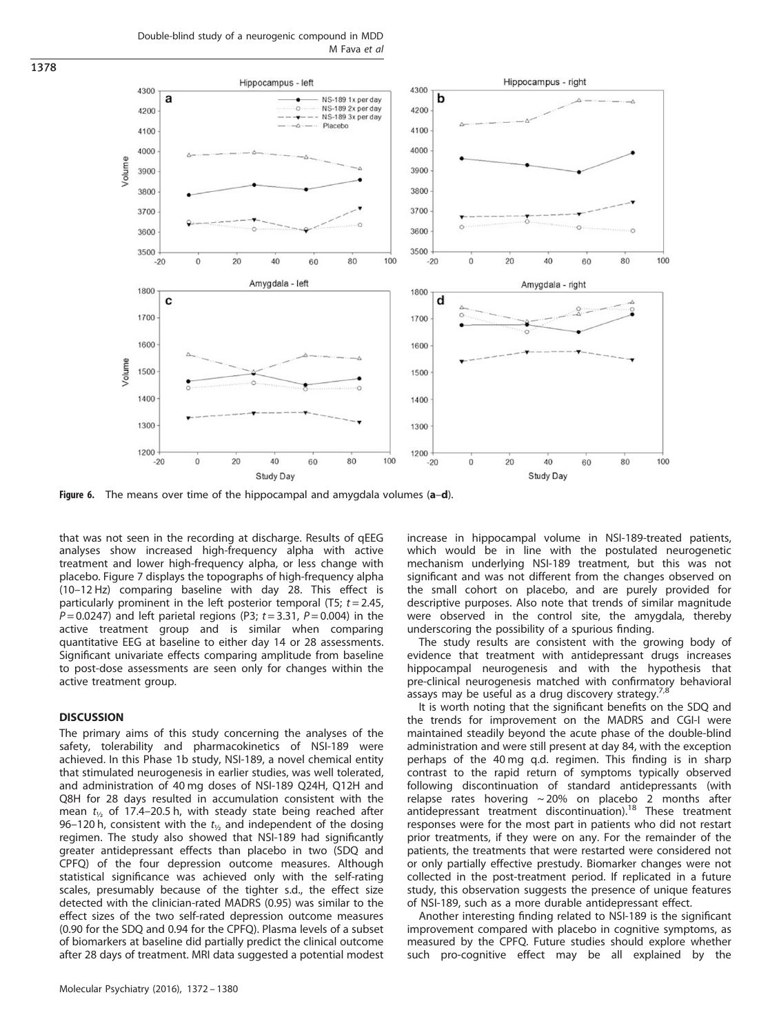Figure 6. The means over time of the hippocampal and amygdala volumes (**a**–**d**).

that was not seen in the recording at discharge. Results of qEEG analyses show increased high-frequency alpha with active treatment and lower high-frequency alpha, or less change with placebo. Figure 7 displays the topographs of high-frequency alpha (10–12 Hz) comparing baseline with day 28. This effect is particularly prominent in the left posterior temporal (T5; $t = 2.45$, $P = 0.0247$) and left parietal regions (P3; $t = 3.31$, $P = 0.004$) in the active treatment group and is similar when comparing quantitative EEG at baseline to either day 14 or 28 assessments. Significant univariate effects comparing amplitude from baseline to post-dose assessments are seen only for changes within the active treatment group.

## DISCUSSION

The primary aims of this study concerning the analyses of the safety, tolerability and pharmacokinetics of NSI-189 were achieved. In this Phase 1b study, NSI-189, a novel chemical entity that stimulated neurogenesis in earlier studies, was well tolerated, and administration of 40 mg doses of NSI-189 Q24H, Q12H and Q8H for 28 days resulted in accumulation consistent with the mean $t_{½}$ of 17.4–20.5 h, with steady state being reached after 96–120 h, consistent with the $t_{½}$ and independent of the dosing regimen. The study also showed that NSI-189 had significantly greater antidepressant effects than placebo in two (SDQ and CPFQ) of the four depression outcome measures. Although statistical significance was achieved only with the self-rating scales, presumably because of the tighter s.d., the effect size detected with the clinician-rated MADRS (0.95) was similar to the effect sizes of the two self-rated depression outcome measures (0.90 for the SDQ and 0.94 for the CPFQ). Plasma levels of a subset of biomarkers at baseline did partially predict the clinical outcome after 28 days of treatment. MRI data suggested a potential modest increase in hippocampal volume in NSI-189-treated patients, which would be in line with the postulated neurogenetic mechanism underlying NSI-189 treatment, but this was not significant and was not different from the changes observed on the small cohort on placebo, and are purely provided for descriptive purposes. Also note that trends of similar magnitude were observed in the control site, the amygdala, thereby underscoring the possibility of a spurious finding.

The study results are consistent with the growing body of evidence that treatment with antidepressant drugs increases hippocampal neurogenesis and with the hypothesis that pre-clinical neurogenesis matched with confirmatory behavioral assays may be useful as a drug discovery strategy.[7,8]

It is worth noting that the significant benefits on the SDQ and the trends for improvement on the MADRS and CGI-I were maintained steadily beyond the acute phase of the double-blind administration and were still present at day 84, with the exception perhaps of the 40 mg q.d. regimen. This finding is in sharp contrast to the rapid return of symptoms typically observed following discontinuation of standard antidepressants (with relapse rates hovering ~20% on placebo 2 months after antidepressant treatment discontinuation).[18] These treatment responses were for the most part in patients who did not restart prior treatments, if they were on any. For the remainder of the patients, the treatments that were restarted were considered not or only partially effective prestudy. Biomarker changes were not collected in the post-treatment period. If replicated in a future study, this observation suggests the presence of unique features of NSI-189, such as a more durable antidepressant effect.

Another interesting finding related to NSI-189 is the significant improvement compared with placebo in cognitive symptoms, as measured by the CPFQ. Future studies should explore whether such pro-cognitive effect may be all explained by the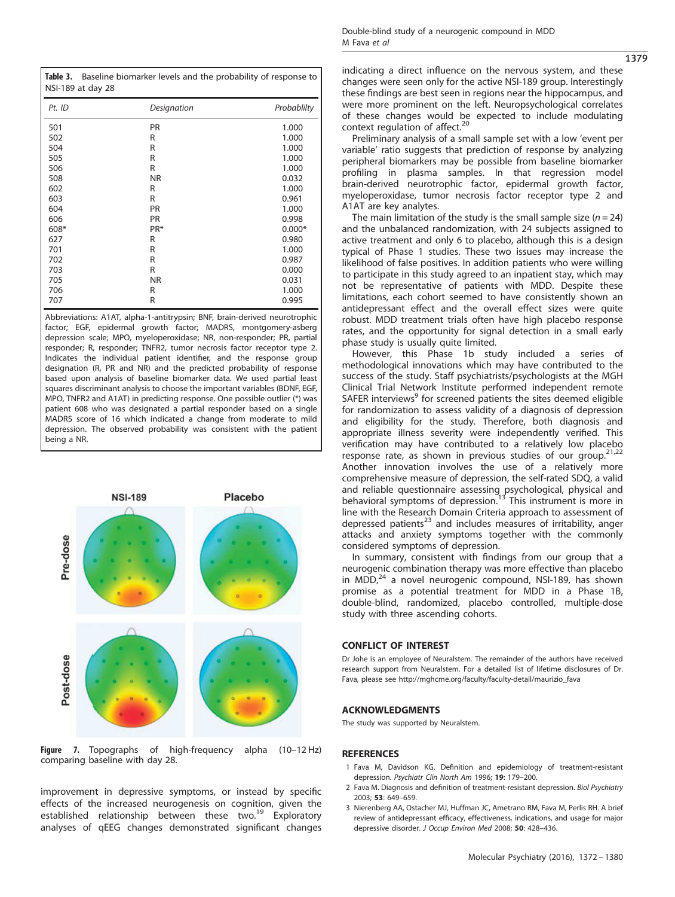**Table 3.** Baseline biomarker levels and the probability of response to NSI-189 at day 28

| Pt. ID | Designation | Probablilty |
|---|---|---|
| 501 | PR | 1.000 |
| 502 | R | 1.000 |
| 504 | R | 1.000 |
| 505 | R | 1.000 |
| 506 | R | 1.000 |
| 508 | NR | 0.032 |
| 602 | R | 1.000 |
| 603 | R | 0.961 |
| 604 | PR | 1.000 |
| 606 | PR | 0.998 |
| 608* | PR* | 0.000* |
| 627 | R | 0.980 |
| 701 | R | 1.000 |
| 702 | R | 0.987 |
| 703 | R | 0.000 |
| 705 | NR | 0.031 |
| 706 | R | 1.000 |
| 707 | R | 0.995 |

Abbreviations: A1AT, alpha-1-antitrypsin; BNF, brain-derived neurotrophic factor; EGF, epidermal growth factor; MADRS, montgomery-asberg depression scale; MPO, myeloperoxidase; NR, non-responder; PR, partial responder; R, responder; TNFR2, tumor necrosis factor receptor type 2. Indicates the individual patient identifier, and the response group designation (R, PR and NR) and the predicted probability of response based upon analysis of baseline biomarker data. We used partial least squares discriminant analysis to choose the important variables (BDNF, EGF, MPO, TNFR2 and A1AT) in predicting response. One possible outlier (*) was patient 608 who was designated a partial responder based on a single MADRS score of 16 which indicated a change from moderate to mild depression. The observed probability was consistent with the patient being a NR.

**Figure 7.** Topographs of high-frequency alpha (10–12 Hz) comparing baseline with day 28.

improvement in depressive symptoms, or instead by specific effects of the increased neurogenesis on cognition, given the established relationship between these two.[19] Exploratory analyses of qEEG changes demonstrated significant changes indicating a direct influence on the nervous system, and these changes were seen only for the active NSI-189 group. Interestingly these findings are best seen in regions near the hippocampus, and were more prominent on the left. Neuropsychological correlates of these changes would be expected to include modulating context regulation of affect.[20]

Preliminary analysis of a small sample set with a low 'event per variable' ratio suggests that prediction of response by analyzing peripheral biomarkers may be possible from baseline biomarker profiling in plasma samples. In that regression model brain-derived neurotrophic factor, epidermal growth factor, myeloperoxidase, tumor necrosis factor receptor type 2 and A1AT are key analytes.

The main limitation of the study is the small sample size ($n = 24$) and the unbalanced randomization, with 24 subjects assigned to active treatment and only 6 to placebo, although this is a design typical of Phase 1 studies. These two issues may increase the likelihood of false positives. In addition patients who were willing to participate in this study agreed to an inpatient stay, which may not be representative of patients with MDD. Despite these limitations, each cohort seemed to have consistently shown an antidepressant effect and the overall effect sizes were quite robust. MDD treatment trials often have high placebo response rates, and the opportunity for signal detection in a small early phase study is usually quite limited.

However, this Phase 1b study included a series of methodological innovations which may have contributed to the success of the study. Staff psychiatrists/psychologists at the MGH Clinical Trial Network Institute performed independent remote SAFER interviews[9] for screened patients the sites deemed eligible for randomization to assess validity of a diagnosis of depression and eligibility for the study. Therefore, both diagnosis and appropriate illness severity were independently verified. This verification may have contributed to a relatively low placebo response rate, as shown in previous studies of our group.[21,22] Another innovation involves the use of a relatively more comprehensive measure of depression, the self-rated SDQ, a valid and reliable questionnaire assessing psychological, physical and behavioral symptoms of depression.[13] This instrument is more in line with the Research Domain Criteria approach to assessment of depressed patients[23] and includes measures of irritability, anger attacks and anxiety symptoms together with the commonly considered symptoms of depression.

In summary, consistent with findings from our group that a neurogenic combination therapy was more effective than placebo in MDD,[24] a novel neurogenic compound, NSI-189, has shown promise as a potential treatment for MDD in a Phase 1B, double-blind, randomized, placebo controlled, multiple-dose study with three ascending cohorts.

## CONFLICT OF INTEREST

Dr Johe is an employee of Neuralstem. The remainder of the authors have received research support from Neuralstem. For a detailed list of lifetime disclosures of Dr. Fava, please see http://mghcme.org/faculty/faculty-detail/maurizio_fava

## ACKNOWLEDGMENTS

The study was supported by Neuralstem.

## REFERENCES

1. Fava M, Davidson KG. Definition and epidemiology of treatment-resistant depression. *Psychiatr Clin North Am* 1996; **19**: 179–200.
2. Fava M. Diagnosis and definition of treatment-resistant depression. *Biol Psychiatry* 2003; **53**: 649–659.
3. Nierenberg AA, Ostacher MJ, Huffman JC, Ametrano RM, Fava M, Perlis RH. A brief review of antidepressant efficacy, effectiveness, indications, and usage for major depressive disorder. *J Occup Environ Med* 2008; **50**: 428–436.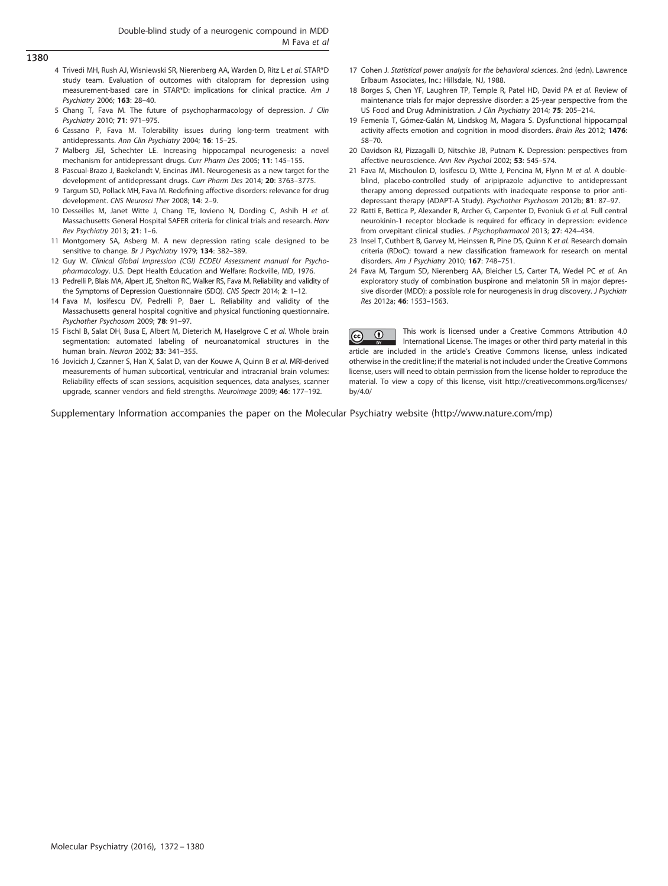4 Trivedi MH, Rush AJ, Wisniewski SR, Nierenberg AA, Warden D, Ritz L *et al.* STAR*D study team. Evaluation of outcomes with citalopram for depression using measurement-based care in STAR*D: implications for clinical practice. *Am J Psychiatry* 2006; **163**: 28–40.

5 Chang T, Fava M. The future of psychopharmacology of depression. *J Clin Psychiatry* 2010; **71**: 971–975.

6 Cassano P, Fava M. Tolerability issues during long-term treatment with antidepressants. *Ann Clin Psychiatry* 2004; **16**: 15–25.

7 Malberg JEl, Schechter LE. Increasing hippocampal neurogenesis: a novel mechanism for antidepressant drugs. *Curr Pharm Des* 2005; **11**: 145–155.

8 Pascual-Brazo J, Baekelandt V, Encinas JM1. Neurogenesis as a new target for the development of antidepressant drugs. *Curr Pharm Des* 2014; **20**: 3763–3775.

9 Targum SD, Pollack MH, Fava M. Redefining affective disorders: relevance for drug development. *CNS Neurosci Ther* 2008; **14**: 2–9.

10 Desseilles M, Janet Witte J, Chang TE, Iovieno N, Dording C, Ashih H *et al.* Massachusetts General Hospital SAFER criteria for clinical trials and research. *Harv Rev Psychiatry* 2013; **21**: 1–6.

11 Montgomery SA, Asberg M. A new depression rating scale designed to be sensitive to change. *Br J Psychiatry* 1979; **134**: 382–389.

12 Guy W. *Clinical Global Impression (CGI) ECDEU Assessment manual for Psychopharmacology*. U.S. Dept Health Education and Welfare: Rockville, MD, 1976.

13 Pedrelli P, Blais MA, Alpert JE, Shelton RC, Walker RS, Fava M. Reliability and validity of the Symptoms of Depression Questionnaire (SDQ). *CNS Spectr* 2014; **2**: 1–12.

14 Fava M, Iosifescu DV, Pedrelli P, Baer L. Reliability and validity of the Massachusetts general hospital cognitive and physical functioning questionnaire. *Psychother Psychosom* 2009; **78**: 91–97.

15 Fischl B, Salat DH, Busa E, Albert M, Dieterich M, Haselgrove C *et al.* Whole brain segmentation: automated labeling of neuroanatomical structures in the human brain. *Neuron* 2002; **33**: 341–355.

16 Jovicich J, Czanner S, Han X, Salat D, van der Kouwe A, Quinn B *et al.* MRI-derived measurements of human subcortical, ventricular and intracranial brain volumes: Reliability effects of scan sessions, acquisition sequences, data analyses, scanner upgrade, scanner vendors and field strengths. *Neuroimage* 2009; **46**: 177–192.

17 Cohen J. *Statistical power analysis for the behavioral sciences*. 2nd (edn). Lawrence Erlbaum Associates, Inc.: Hillsdale, NJ, 1988.

18 Borges S, Chen YF, Laughren TP, Temple R, Patel HD, David PA *et al.* Review of maintenance trials for major depressive disorder: a 25-year perspective from the US Food and Drug Administration. *J Clin Psychiatry* 2014; **75**: 205–214.

19 Femenía T, Gómez-Galán M, Lindskog M, Magara S. Dysfunctional hippocampal activity affects emotion and cognition in mood disorders. *Brain Res* 2012; **1476**: 58–70.

20 Davidson RJ, Pizzagalli D, Nitschke JB, Putnam K. Depression: perspectives from affective neuroscience. *Ann Rev Psychol* 2002; **53**: 545–574.

21 Fava M, Mischoulon D, Iosifescu D, Witte J, Pencina M, Flynn M *et al.* A double-blind, placebo-controlled study of aripiprazole adjunctive to antidepressant therapy among depressed outpatients with inadequate response to prior antidepressant therapy (ADAPT-A Study). *Psychother Psychosom* 2012b; **81**: 87–97.

22 Ratti E, Bettica P, Alexander R, Archer G, Carpenter D, Evoniuk G *et al.* Full central neurokinin-1 receptor blockade is required for efficacy in depression: evidence from orvepitant clinical studies. *J Psychopharmacol* 2013; **27**: 424–434.

23 Insel T, Cuthbert B, Garvey M, Heinssen R, Pine DS, Quinn K *et al.* Research domain criteria (RDoC): toward a new classification framework for research on mental disorders. *Am J Psychiatry* 2010; **167**: 748–751.

24 Fava M, Targum SD, Nierenberg AA, Bleicher LS, Carter TA, Wedel PC *et al.* An exploratory study of combination buspirone and melatonin SR in major depressive disorder (MDD): a possible role for neurogenesis in drug discovery. *J Psychiatr Res* 2012a; **46**: 1553–1563.

This work is licensed under a Creative Commons Attribution 4.0 International License. The images or other third party material in this article are included in the article's Creative Commons license, unless indicated otherwise in the credit line; if the material is not included under the Creative Commons license, users will need to obtain permission from the license holder to reproduce the material. To view a copy of this license, visit http://creativecommons.org/licenses/by/4.0/

Supplementary Information accompanies the paper on the Molecular Psychiatry website (http://www.nature.com/mp)